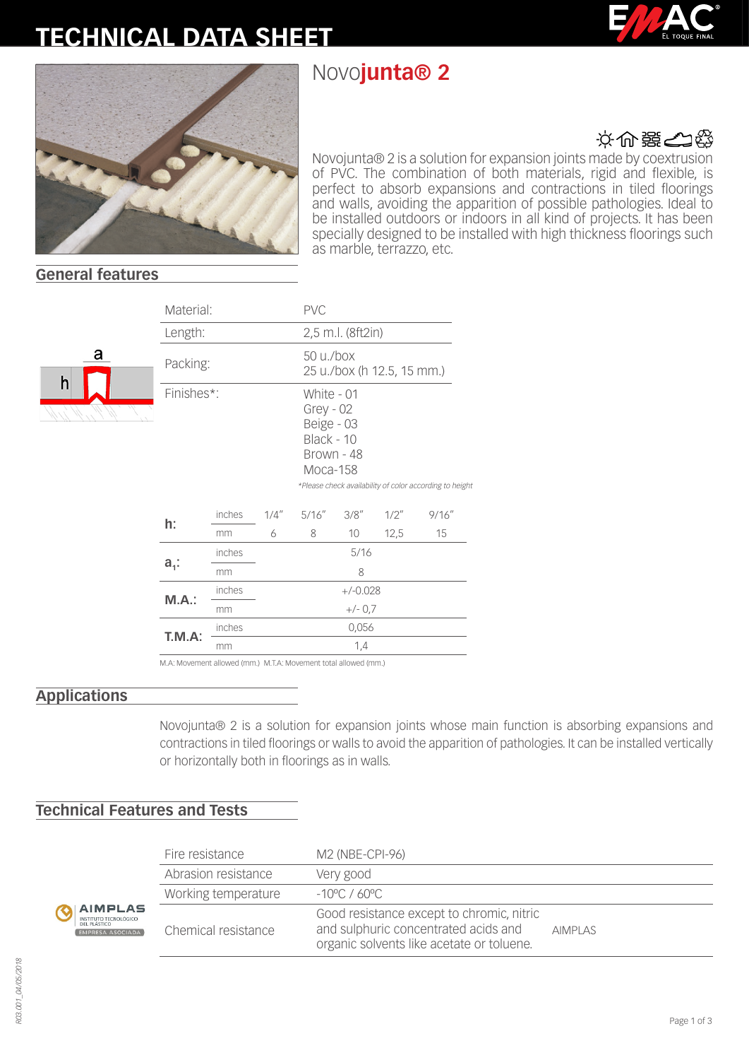# TECHNICAL DATA SHEET

## Novojunta® 2

Novojunta® 2 is a solution for expansion joints made by coextrusion of PVC. The combination of both materials, rigid and flexible, is perfect to absorb expansions and contractions in tiled floorings and walls, avoiding the apparition of possible pathologies. Ideal to be installed outdoors or indoors in all kind of projects. It has been specially designed to be installed with high thickness floorings such as marble, terrazzo, etc.

## General features

| | |
|---|---|
| Material: | PVC |
| Length: | 2,5 m.l. (8ft2in) |
| Packing: | 50 u./box<br>25 u./box (h 12.5, 15 mm.) |
| Finishes*: | White - 01<br>Grey - 02<br>Beige - 03<br>Black - 10<br>Brown - 48<br>Moca-158 |

*\*Please check availability of color according to height*

| | | | | | | |
|---|---|---|---|---|---|---|
| **h:** | inches | 1/4" | 5/16" | 3/8" | 1/2" | 9/16" |
| | mm | 6 | 8 | 10 | 12,5 | 15 |
| **$a_1$:** | inches | 5/16 | | | | |
| | mm | 8 | | | | |
| **M.A.:** | inches | +/-0.028 | | | | |
| | mm | +/- 0,7 | | | | |
| **T.M.A:** | inches | 0,056 | | | | |
| | mm | 1,4 | | | | |

M.A: Movement allowed (mm.) M.T.A: Movement total allowed (mm.)

## Applications

Novojunta® 2 is a solution for expansion joints whose main function is absorbing expansions and contractions in tiled floorings or walls to avoid the apparition of pathologies. It can be installed vertically or horizontally both in floorings as in walls.

## Technical Features and Tests

| | | |
|---|---|---|
| Fire resistance | M2 (NBE-CPI-96) | |
| Abrasion resistance | Very good | |
| Working temperature | -10ºC / 60ºC | |
| Chemical resistance | Good resistance except to chromic, nitric and sulphuric concentrated acids and organic solvents like acetate or toluene. | AIMPLAS |

R03.001_04/05/2018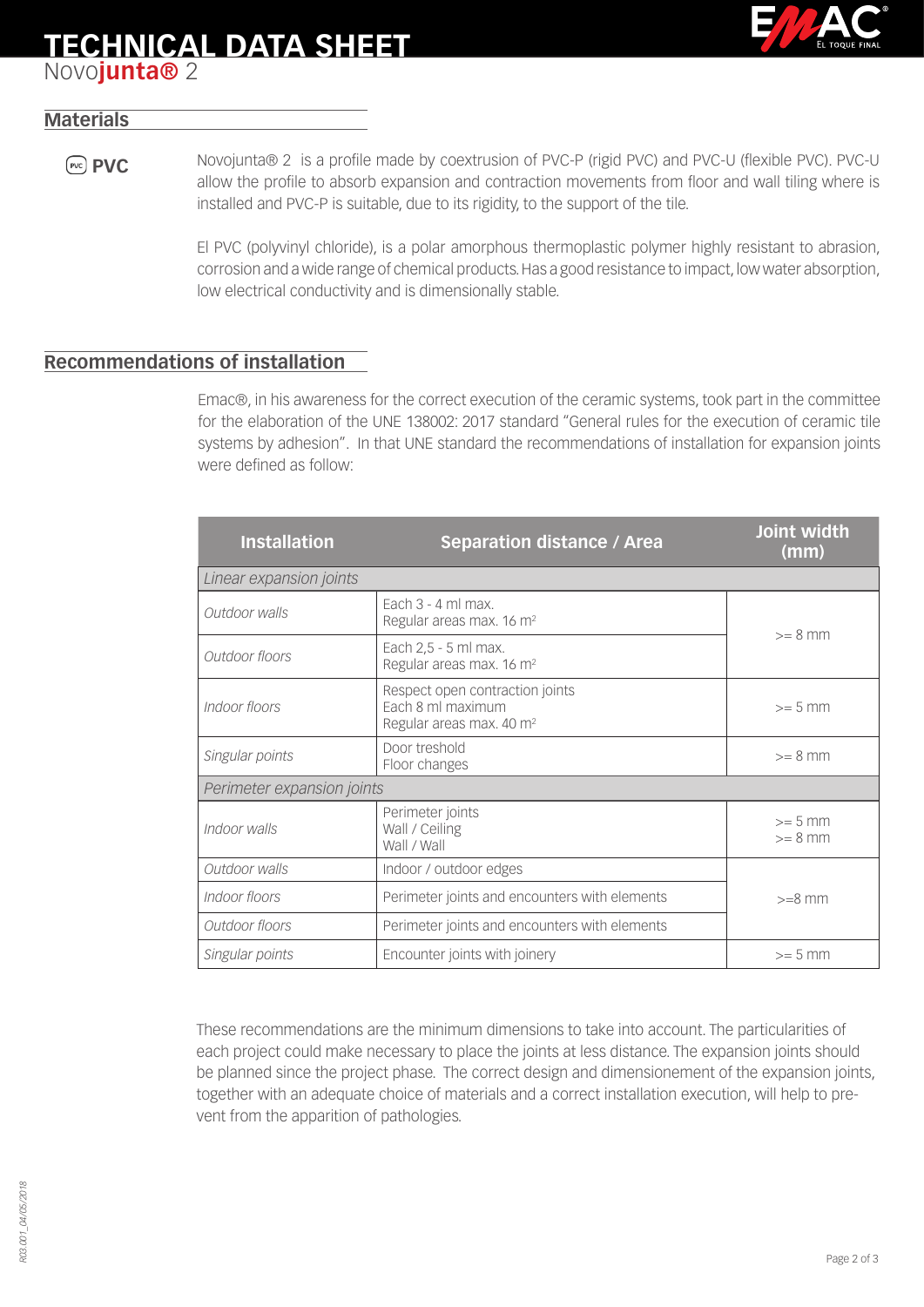# TECHNICAL DATA SHEET
Novo**junta®** 2

## Materials

**PVC**

Novojunta® 2 is a profile made by coextrusion of PVC-P (rigid PVC) and PVC-U (flexible PVC). PVC-U allow the profile to absorb expansion and contraction movements from floor and wall tiling where is installed and PVC-P is suitable, due to its rigidity, to the support of the tile.

El PVC (polyvinyl chloride), is a polar amorphous thermoplastic polymer highly resistant to abrasion, corrosion and a wide range of chemical products. Has a good resistance to impact, low water absorption, low electrical conductivity and is dimensionally stable.

## Recommendations of installation

Emac®, in his awareness for the correct execution of the ceramic systems, took part in the committee for the elaboration of the UNE 138002: 2017 standard "General rules for the execution of ceramic tile systems by adhesion". In that UNE standard the recommendations of installation for expansion joints were defined as follow:

| Installation | Separation distance / Area | Joint width (mm) |
|---|---|---|
| *Linear expansion joints* | | |
| *Outdoor walls* | Each 3 - 4 ml max.<br>Regular areas max. 16 m² | >= 8 mm |
| *Outdoor floors* | Each 2,5 - 5 ml max.<br>Regular areas max. 16 m² | |
| *Indoor floors* | Respect open contraction joints<br>Each 8 ml maximum<br>Regular areas max. 40 m² | >= 5 mm |
| *Singular points* | Door treshold<br>Floor changes | >= 8 mm |
| *Perimeter expansion joints* | | |
| *Indoor walls* | Perimeter joints<br>Wall / Ceiling<br>Wall / Wall | >= 5 mm<br>>= 8 mm |
| *Outdoor walls* | Indoor / outdoor edges | >=8 mm |
| *Indoor floors* | Perimeter joints and encounters with elements | |
| *Outdoor floors* | Perimeter joints and encounters with elements | |
| *Singular points* | Encounter joints with joinery | >= 5 mm |

These recommendations are the minimum dimensions to take into account. The particularities of each project could make necessary to place the joints at less distance. The expansion joints should be planned since the project phase. The correct design and dimensionement of the expansion joints, together with an adequate choice of materials and a correct installation execution, will help to prevent from the apparition of pathologies.

R03.001_04/05/2018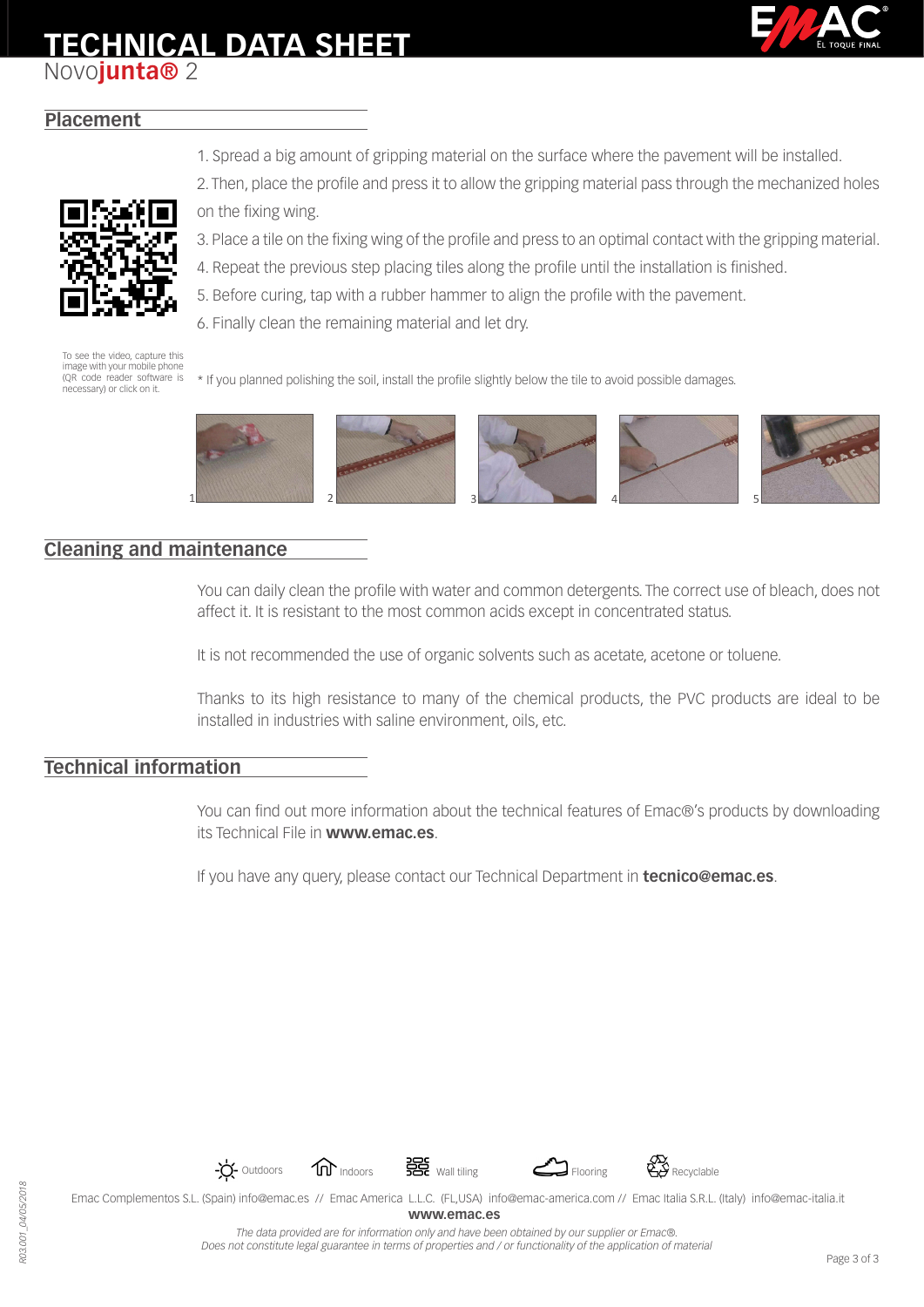# TECHNICAL DATA SHEET

Novo**junta®** 2

## Placement

1. Spread a big amount of gripping material on the surface where the pavement will be installed.
2. Then, place the profile and press it to allow the gripping material pass through the mechanized holes on the fixing wing.
3. Place a tile on the fixing wing of the profile and press to an optimal contact with the gripping material.
4. Repeat the previous step placing tiles along the profile until the installation is finished.
5. Before curing, tap with a rubber hammer to align the profile with the pavement.
6. Finally clean the remaining material and let dry.

To see the video, capture this image with your mobile phone (QR code reader software is necessary) or click on it.

* If you planned polishing the soil, install the profile slightly below the tile to avoid possible damages.

1 2 3 4 5

## Cleaning and maintenance

You can daily clean the profile with water and common detergents. The correct use of bleach, does not affect it. It is resistant to the most common acids except in concentrated status.

It is not recommended the use of organic solvents such as acetate, acetone or toluene.

Thanks to its high resistance to many of the chemical products, the PVC products are ideal to be installed in industries with saline environment, oils, etc.

## Technical information

You can find out more information about the technical features of Emac®'s products by downloading its Technical File in **www.emac.es**.

If you have any query, please contact our Technical Department in **tecnico@emac.es**.

Outdoors Indoors Wall tiling Flooring Recyclable

Emac Complementos S.L. (Spain) info@emac.es // Emac America L.L.C. (FL,USA) info@emac-america.com // Emac Italia S.R.L. (Italy) info@emac-italia.it

**www.emac.es**

*The data provided are for information only and have been obtained by our supplier or Emac®.*
*Does not constitute legal guarantee in terms of properties and / or functionality of the application of material*

R03.001_04/05/2018